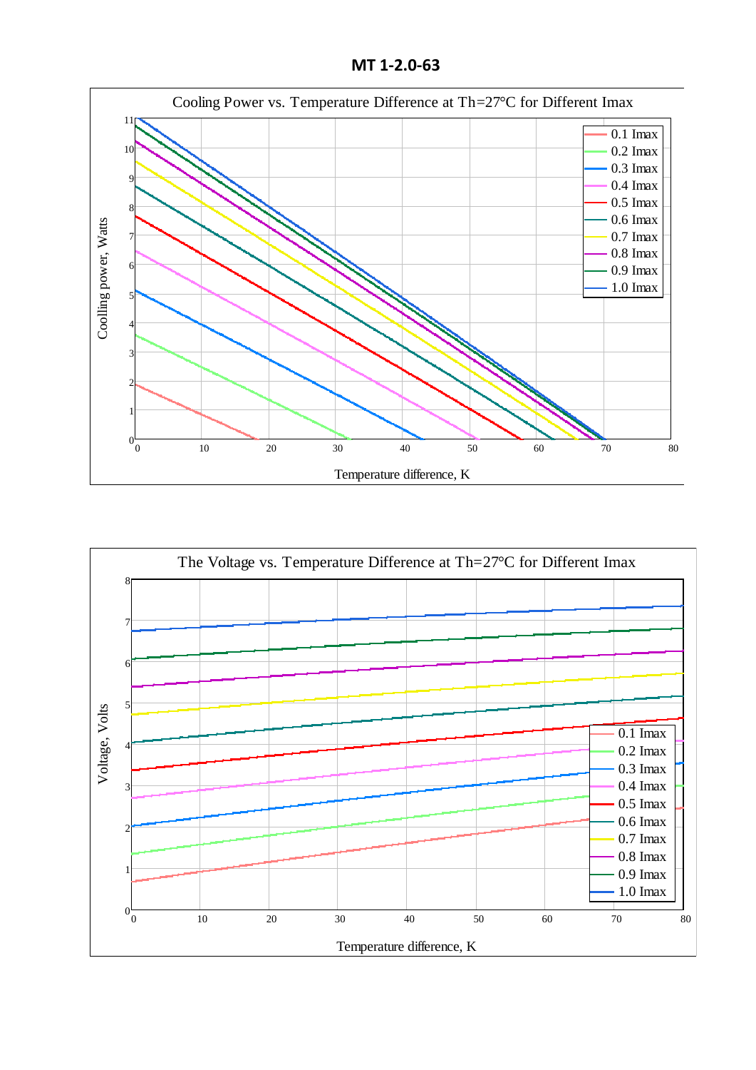# MT 1-2.0-63

Cooling Power vs. Temperature Difference at Th=27°C for Different Imax

Coolling power, Watts

Temperature difference, K

0.1 Imax
0.2 Imax
0.3 Imax
0.4 Imax
0.5 Imax
0.6 Imax
0.7 Imax
0.8 Imax
0.9 Imax
1.0 Imax

The Voltage vs. Temperature Difference at Th=27°C for Different Imax

Voltage, Volts

Temperature difference, K

0.1 Imax
0.2 Imax
0.3 Imax
0.4 Imax
0.5 Imax
0.6 Imax
0.7 Imax
0.8 Imax
0.9 Imax
1.0 Imax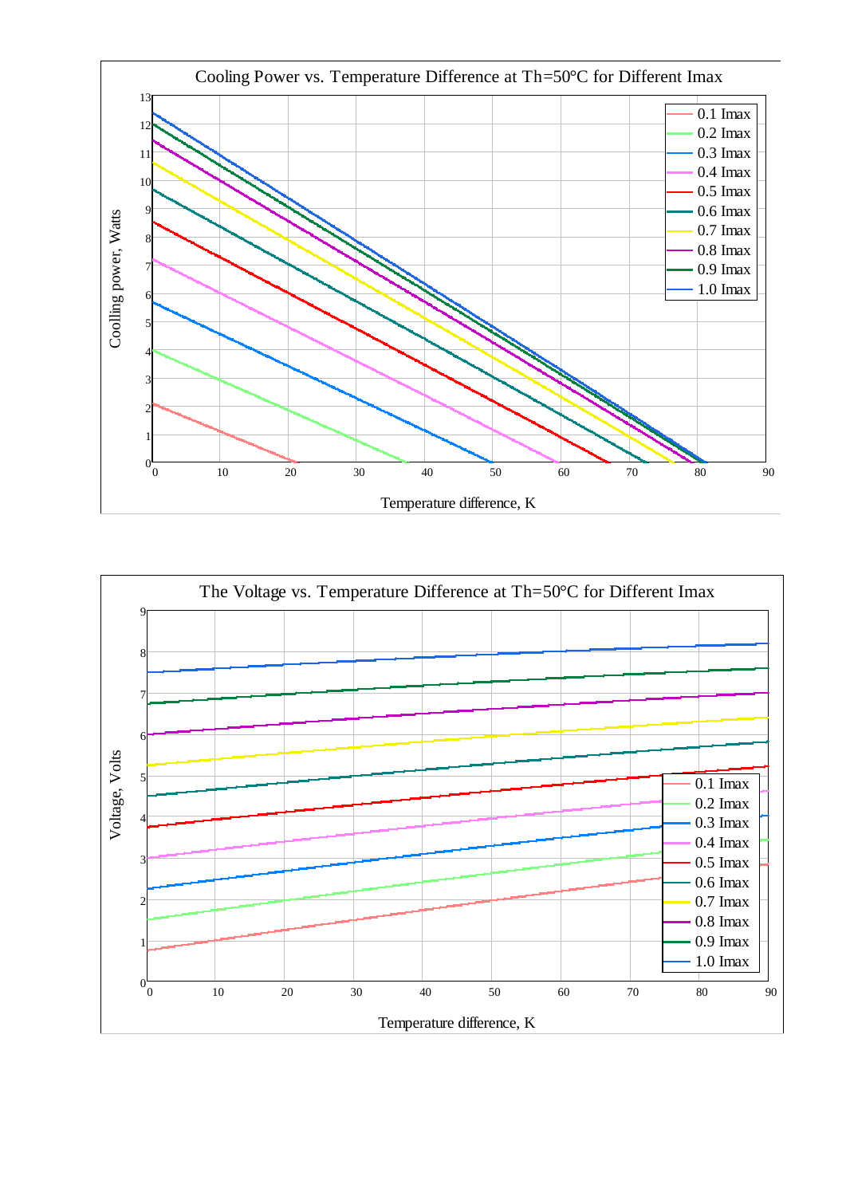Cooling Power vs. Temperature Difference at Th=50°C for Different Imax

Coolling power, Watts

0
1
2
3
4
5
6
7
8
9
10
11
12
13

0
10
20
30
40
50
60
70
80
90

Temperature difference, K

0.1 Imax
0.2 Imax
0.3 Imax
0.4 Imax
0.5 Imax
0.6 Imax
0.7 Imax
0.8 Imax
0.9 Imax
1.0 Imax

The Voltage vs. Temperature Difference at Th=50°C for Different Imax

Voltage, Volts

0
1
2
3
4
5
6
7
8
9

0
10
20
30
40
50
60
70
80
90

Temperature difference, K

0.1 Imax
0.2 Imax
0.3 Imax
0.4 Imax
0.5 Imax
0.6 Imax
0.7 Imax
0.8 Imax
0.9 Imax
1.0 Imax